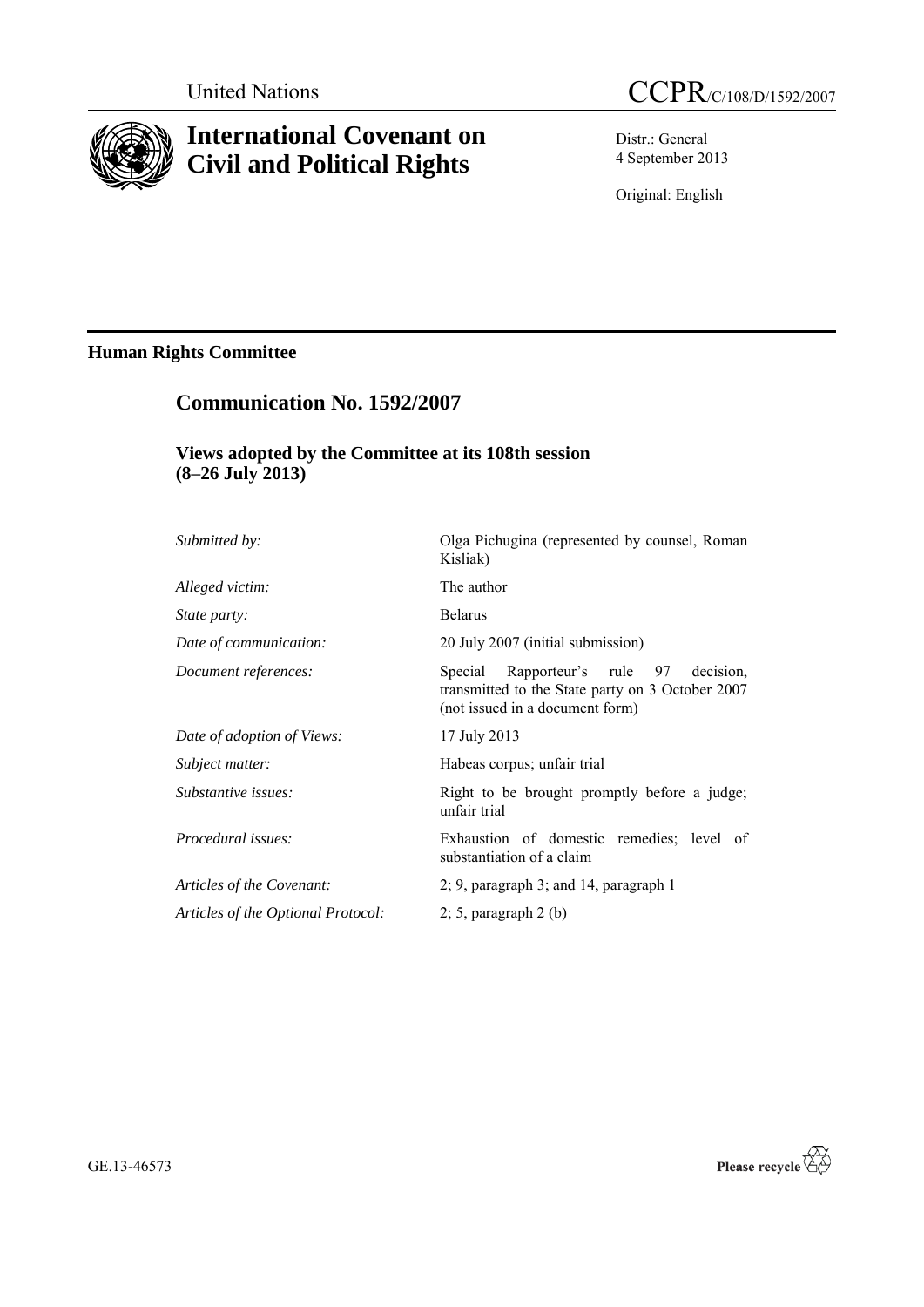United Nations

CCPR/C/108/D/1592/2007

# International Covenant on Civil and Political Rights

Distr.: General
4 September 2013

Original: English

## Human Rights Committee

## Communication No. 1592/2007

### Views adopted by the Committee at its 108th session (8–26 July 2013)

| | |
|---|---|
| *Submitted by:* | Olga Pichugina (represented by counsel, Roman Kisliak) |
| *Alleged victim:* | The author |
| *State party:* | Belarus |
| *Date of communication:* | 20 July 2007 (initial submission) |
| *Document references:* | Special Rapporteur's rule 97 decision, transmitted to the State party on 3 October 2007 (not issued in a document form) |
| *Date of adoption of Views:* | 17 July 2013 |
| *Subject matter:* | Habeas corpus; unfair trial |
| *Substantive issues:* | Right to be brought promptly before a judge; unfair trial |
| *Procedural issues:* | Exhaustion of domestic remedies; level of substantiation of a claim |
| *Articles of the Covenant:* | 2; 9, paragraph 3; and 14, paragraph 1 |
| *Articles of the Optional Protocol:* | 2; 5, paragraph 2 (b) |

GE.13-46573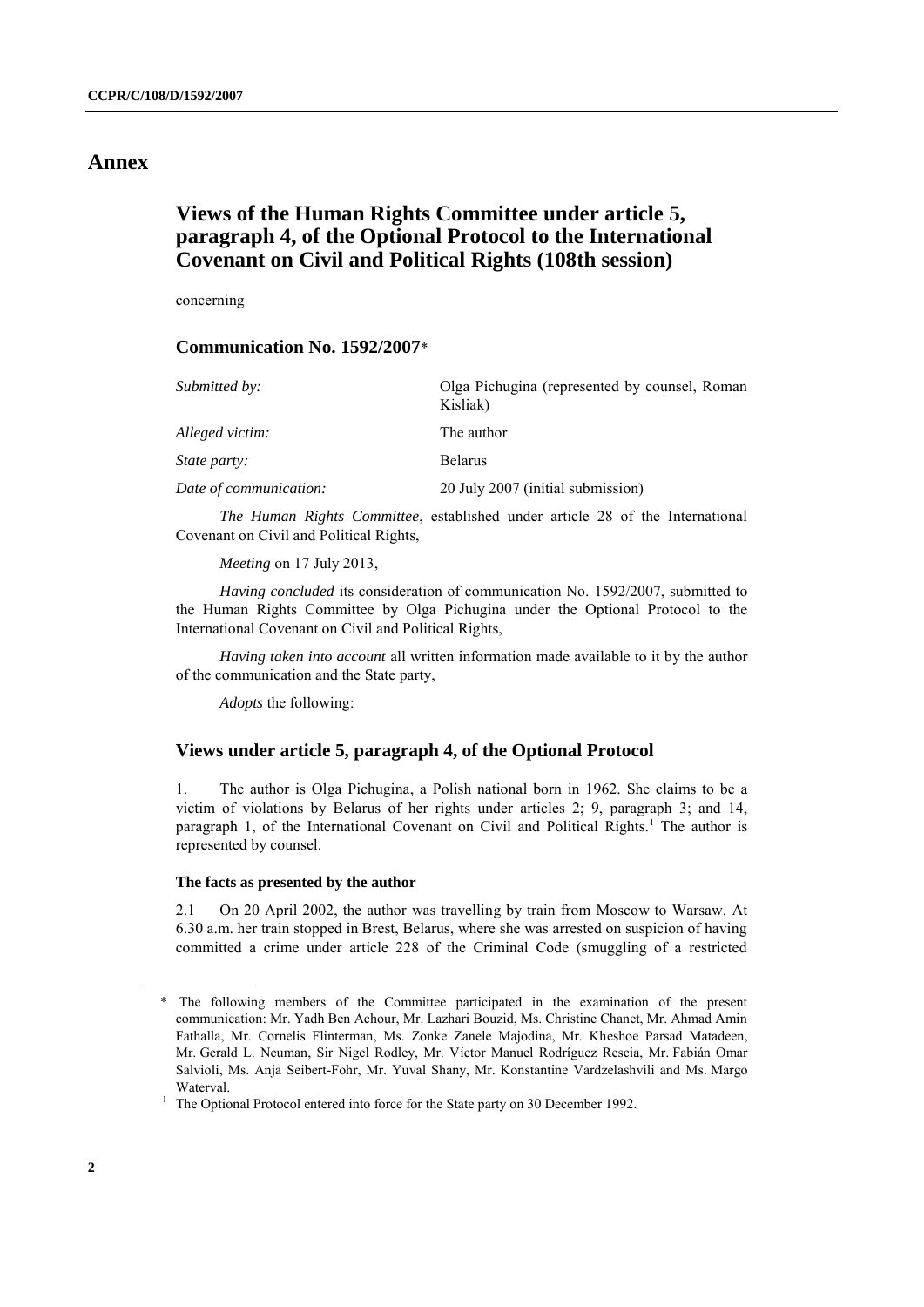# Annex

## Views of the Human Rights Committee under article 5, paragraph 4, of the Optional Protocol to the International Covenant on Civil and Political Rights (108th session)

concerning

### Communication No. 1592/2007*

| | |
|---|---|
| *Submitted by:* | Olga Pichugina (represented by counsel, Roman Kisliak) |
| *Alleged victim:* | The author |
| *State party:* | Belarus |
| *Date of communication:* | 20 July 2007 (initial submission) |

*The Human Rights Committee*, established under article 28 of the International Covenant on Civil and Political Rights,

*Meeting* on 17 July 2013,

*Having concluded* its consideration of communication No. 1592/2007, submitted to the Human Rights Committee by Olga Pichugina under the Optional Protocol to the International Covenant on Civil and Political Rights,

*Having taken into account* all written information made available to it by the author of the communication and the State party,

*Adopts* the following:

### Views under article 5, paragraph 4, of the Optional Protocol

1. The author is Olga Pichugina, a Polish national born in 1962. She claims to be a victim of violations by Belarus of her rights under articles 2; 9, paragraph 3; and 14, paragraph 1, of the International Covenant on Civil and Political Rights.[1] The author is represented by counsel.

#### The facts as presented by the author

2.1 On 20 April 2002, the author was travelling by train from Moscow to Warsaw. At 6.30 a.m. her train stopped in Brest, Belarus, where she was arrested on suspicion of having committed a crime under article 228 of the Criminal Code (smuggling of a restricted

---

\* The following members of the Committee participated in the examination of the present communication: Mr. Yadh Ben Achour, Mr. Lazhari Bouzid, Ms. Christine Chanet, Mr. Ahmad Amin Fathalla, Mr. Cornelis Flinterman, Ms. Zonke Zanele Majodina, Mr. Kheshoe Parsad Matadeen, Mr. Gerald L. Neuman, Sir Nigel Rodley, Mr. Víctor Manuel Rodríguez Rescia, Mr. Fabián Omar Salvioli, Ms. Anja Seibert-Fohr, Mr. Yuval Shany, Mr. Konstantine Vardzelashvili and Ms. Margo Waterval.

[1] The Optional Protocol entered into force for the State party on 30 December 1992.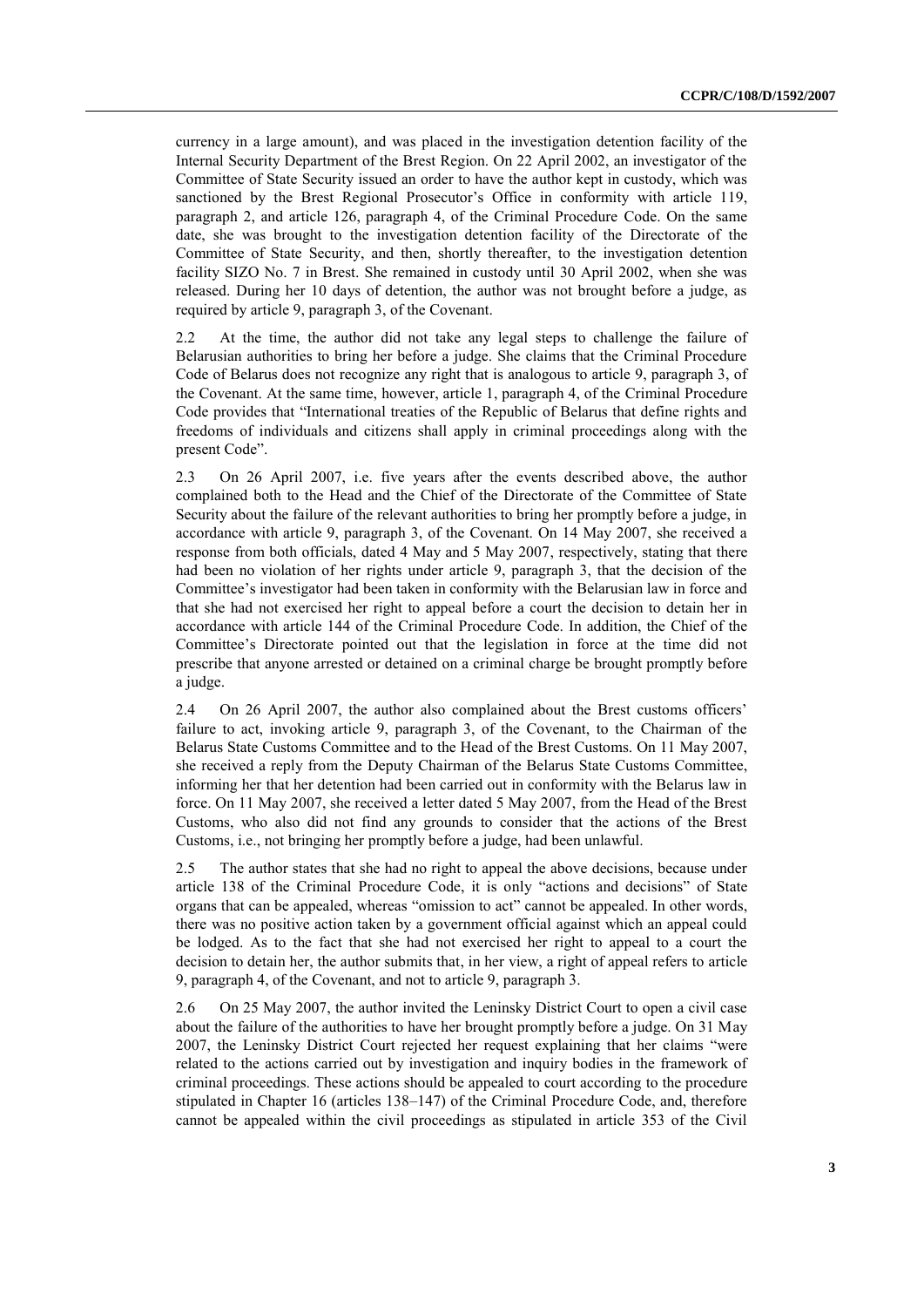currency in a large amount), and was placed in the investigation detention facility of the Internal Security Department of the Brest Region. On 22 April 2002, an investigator of the Committee of State Security issued an order to have the author kept in custody, which was sanctioned by the Brest Regional Prosecutor's Office in conformity with article 119, paragraph 2, and article 126, paragraph 4, of the Criminal Procedure Code. On the same date, she was brought to the investigation detention facility of the Directorate of the Committee of State Security, and then, shortly thereafter, to the investigation detention facility SIZO No. 7 in Brest. She remained in custody until 30 April 2002, when she was released. During her 10 days of detention, the author was not brought before a judge, as required by article 9, paragraph 3, of the Covenant.

2.2 At the time, the author did not take any legal steps to challenge the failure of Belarusian authorities to bring her before a judge. She claims that the Criminal Procedure Code of Belarus does not recognize any right that is analogous to article 9, paragraph 3, of the Covenant. At the same time, however, article 1, paragraph 4, of the Criminal Procedure Code provides that "International treaties of the Republic of Belarus that define rights and freedoms of individuals and citizens shall apply in criminal proceedings along with the present Code".

2.3 On 26 April 2007, i.e. five years after the events described above, the author complained both to the Head and the Chief of the Directorate of the Committee of State Security about the failure of the relevant authorities to bring her promptly before a judge, in accordance with article 9, paragraph 3, of the Covenant. On 14 May 2007, she received a response from both officials, dated 4 May and 5 May 2007, respectively, stating that there had been no violation of her rights under article 9, paragraph 3, that the decision of the Committee's investigator had been taken in conformity with the Belarusian law in force and that she had not exercised her right to appeal before a court the decision to detain her in accordance with article 144 of the Criminal Procedure Code. In addition, the Chief of the Committee's Directorate pointed out that the legislation in force at the time did not prescribe that anyone arrested or detained on a criminal charge be brought promptly before a judge.

2.4 On 26 April 2007, the author also complained about the Brest customs officers' failure to act, invoking article 9, paragraph 3, of the Covenant, to the Chairman of the Belarus State Customs Committee and to the Head of the Brest Customs. On 11 May 2007, she received a reply from the Deputy Chairman of the Belarus State Customs Committee, informing her that her detention had been carried out in conformity with the Belarus law in force. On 11 May 2007, she received a letter dated 5 May 2007, from the Head of the Brest Customs, who also did not find any grounds to consider that the actions of the Brest Customs, i.e., not bringing her promptly before a judge, had been unlawful.

2.5 The author states that she had no right to appeal the above decisions, because under article 138 of the Criminal Procedure Code, it is only "actions and decisions" of State organs that can be appealed, whereas "omission to act" cannot be appealed. In other words, there was no positive action taken by a government official against which an appeal could be lodged. As to the fact that she had not exercised her right to appeal to a court the decision to detain her, the author submits that, in her view, a right of appeal refers to article 9, paragraph 4, of the Covenant, and not to article 9, paragraph 3.

2.6 On 25 May 2007, the author invited the Leninsky District Court to open a civil case about the failure of the authorities to have her brought promptly before a judge. On 31 May 2007, the Leninsky District Court rejected her request explaining that her claims "were related to the actions carried out by investigation and inquiry bodies in the framework of criminal proceedings. These actions should be appealed to court according to the procedure stipulated in Chapter 16 (articles 138–147) of the Criminal Procedure Code, and, therefore cannot be appealed within the civil proceedings as stipulated in article 353 of the Civil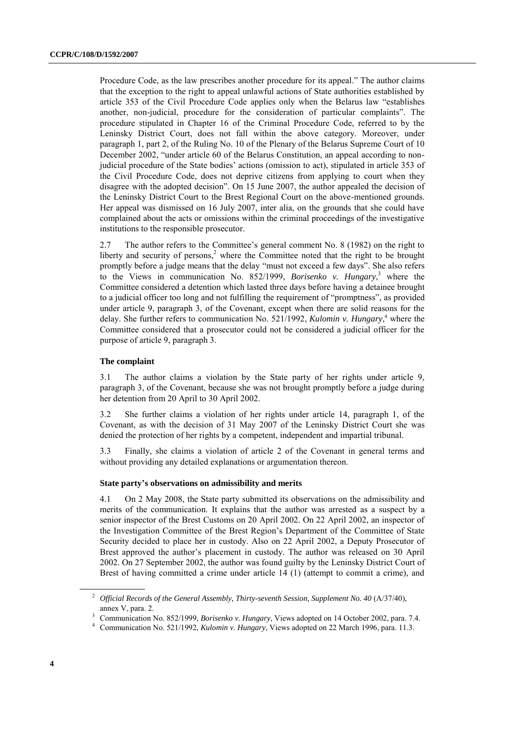Procedure Code, as the law prescribes another procedure for its appeal." The author claims that the exception to the right to appeal unlawful actions of State authorities established by article 353 of the Civil Procedure Code applies only when the Belarus law "establishes another, non-judicial, procedure for the consideration of particular complaints". The procedure stipulated in Chapter 16 of the Criminal Procedure Code, referred to by the Leninsky District Court, does not fall within the above category. Moreover, under paragraph 1, part 2, of the Ruling No. 10 of the Plenary of the Belarus Supreme Court of 10 December 2002, "under article 60 of the Belarus Constitution, an appeal according to non-judicial procedure of the State bodies' actions (omission to act), stipulated in article 353 of the Civil Procedure Code, does not deprive citizens from applying to court when they disagree with the adopted decision". On 15 June 2007, the author appealed the decision of the Leninsky District Court to the Brest Regional Court on the above-mentioned grounds. Her appeal was dismissed on 16 July 2007, inter alia, on the grounds that she could have complained about the acts or omissions within the criminal proceedings of the investigative institutions to the responsible prosecutor.

2.7 The author refers to the Committee's general comment No. 8 (1982) on the right to liberty and security of persons,[2] where the Committee noted that the right to be brought promptly before a judge means that the delay "must not exceed a few days". She also refers to the Views in communication No. 852/1999, *Borisenko v. Hungary*,[3] where the Committee considered a detention which lasted three days before having a detainee brought to a judicial officer too long and not fulfilling the requirement of "promptness", as provided under article 9, paragraph 3, of the Covenant, except when there are solid reasons for the delay. She further refers to communication No. 521/1992, *Kulomin v. Hungary*,[4] where the Committee considered that a prosecutor could not be considered a judicial officer for the purpose of article 9, paragraph 3.

### The complaint

3.1 The author claims a violation by the State party of her rights under article 9, paragraph 3, of the Covenant, because she was not brought promptly before a judge during her detention from 20 April to 30 April 2002.

3.2 She further claims a violation of her rights under article 14, paragraph 1, of the Covenant, as with the decision of 31 May 2007 of the Leninsky District Court she was denied the protection of her rights by a competent, independent and impartial tribunal.

3.3 Finally, she claims a violation of article 2 of the Covenant in general terms and without providing any detailed explanations or argumentation thereon.

### State party's observations on admissibility and merits

4.1 On 2 May 2008, the State party submitted its observations on the admissibility and merits of the communication. It explains that the author was arrested as a suspect by a senior inspector of the Brest Customs on 20 April 2002. On 22 April 2002, an inspector of the Investigation Committee of the Brest Region's Department of the Committee of State Security decided to place her in custody. Also on 22 April 2002, a Deputy Prosecutor of Brest approved the author's placement in custody. The author was released on 30 April 2002. On 27 September 2002, the author was found guilty by the Leninsky District Court of Brest of having committed a crime under article 14 (1) (attempt to commit a crime), and

---

[2] *Official Records of the General Assembly, Thirty-seventh Session, Supplement No. 40* (A/37/40), annex V, para. 2.

[3] Communication No. 852/1999, *Borisenko v. Hungary*, Views adopted on 14 October 2002, para. 7.4.

[4] Communication No. 521/1992, *Kulomin v. Hungary*, Views adopted on 22 March 1996, para. 11.3.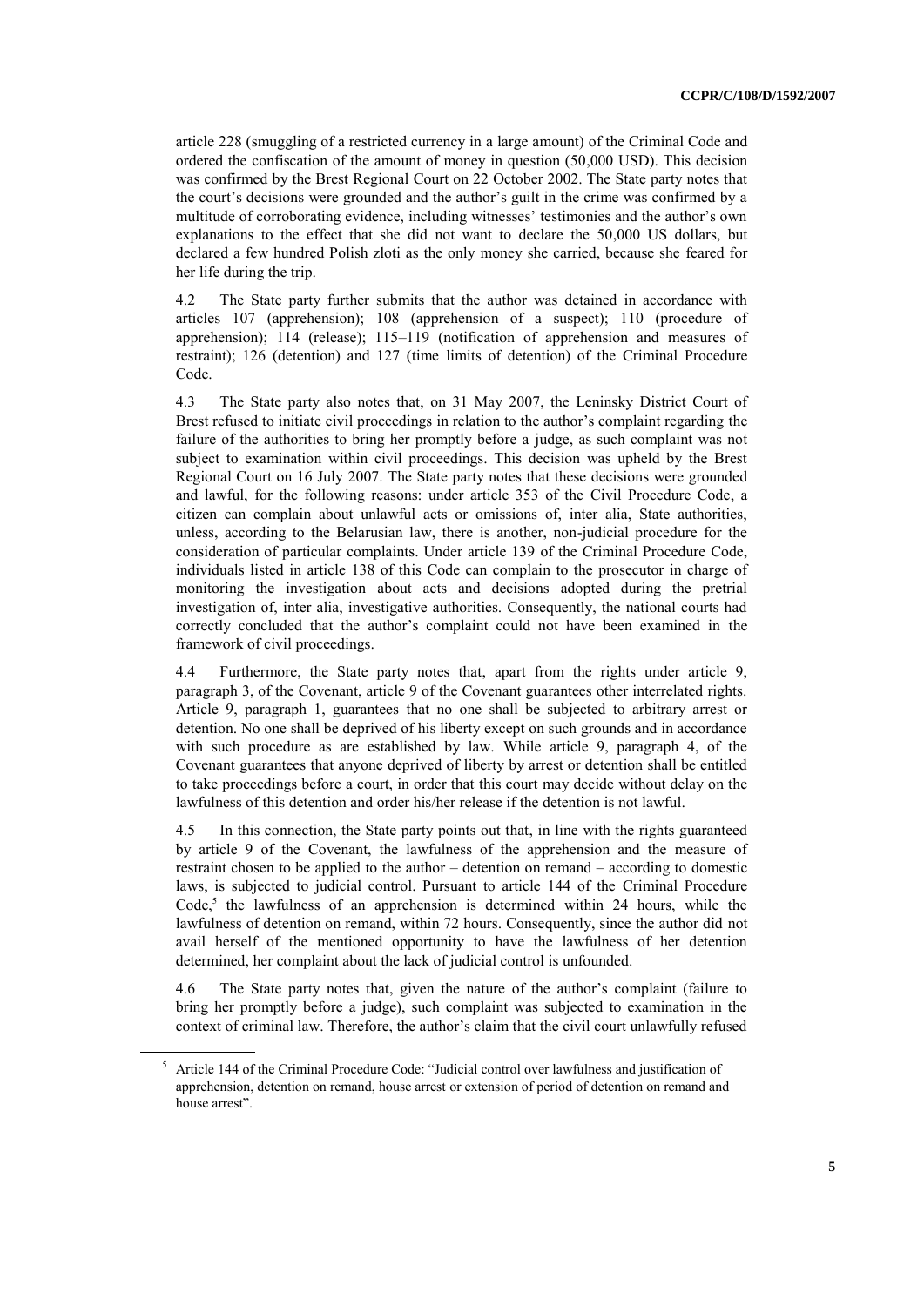article 228 (smuggling of a restricted currency in a large amount) of the Criminal Code and ordered the confiscation of the amount of money in question (50,000 USD). This decision was confirmed by the Brest Regional Court on 22 October 2002. The State party notes that the court's decisions were grounded and the author's guilt in the crime was confirmed by a multitude of corroborating evidence, including witnesses' testimonies and the author's own explanations to the effect that she did not want to declare the 50,000 US dollars, but declared a few hundred Polish zloti as the only money she carried, because she feared for her life during the trip.

4.2 The State party further submits that the author was detained in accordance with articles 107 (apprehension); 108 (apprehension of a suspect); 110 (procedure of apprehension); 114 (release); 115–119 (notification of apprehension and measures of restraint); 126 (detention) and 127 (time limits of detention) of the Criminal Procedure Code.

4.3 The State party also notes that, on 31 May 2007, the Leninsky District Court of Brest refused to initiate civil proceedings in relation to the author's complaint regarding the failure of the authorities to bring her promptly before a judge, as such complaint was not subject to examination within civil proceedings. This decision was upheld by the Brest Regional Court on 16 July 2007. The State party notes that these decisions were grounded and lawful, for the following reasons: under article 353 of the Civil Procedure Code, a citizen can complain about unlawful acts or omissions of, inter alia, State authorities, unless, according to the Belarusian law, there is another, non-judicial procedure for the consideration of particular complaints. Under article 139 of the Criminal Procedure Code, individuals listed in article 138 of this Code can complain to the prosecutor in charge of monitoring the investigation about acts and decisions adopted during the pretrial investigation of, inter alia, investigative authorities. Consequently, the national courts had correctly concluded that the author's complaint could not have been examined in the framework of civil proceedings.

4.4 Furthermore, the State party notes that, apart from the rights under article 9, paragraph 3, of the Covenant, article 9 of the Covenant guarantees other interrelated rights. Article 9, paragraph 1, guarantees that no one shall be subjected to arbitrary arrest or detention. No one shall be deprived of his liberty except on such grounds and in accordance with such procedure as are established by law. While article 9, paragraph 4, of the Covenant guarantees that anyone deprived of liberty by arrest or detention shall be entitled to take proceedings before a court, in order that this court may decide without delay on the lawfulness of this detention and order his/her release if the detention is not lawful.

4.5 In this connection, the State party points out that, in line with the rights guaranteed by article 9 of the Covenant, the lawfulness of the apprehension and the measure of restraint chosen to be applied to the author – detention on remand – according to domestic laws, is subjected to judicial control. Pursuant to article 144 of the Criminal Procedure Code,[5] the lawfulness of an apprehension is determined within 24 hours, while the lawfulness of detention on remand, within 72 hours. Consequently, since the author did not avail herself of the mentioned opportunity to have the lawfulness of her detention determined, her complaint about the lack of judicial control is unfounded.

4.6 The State party notes that, given the nature of the author's complaint (failure to bring her promptly before a judge), such complaint was subjected to examination in the context of criminal law. Therefore, the author's claim that the civil court unlawfully refused

[5] Article 144 of the Criminal Procedure Code: "Judicial control over lawfulness and justification of apprehension, detention on remand, house arrest or extension of period of detention on remand and house arrest".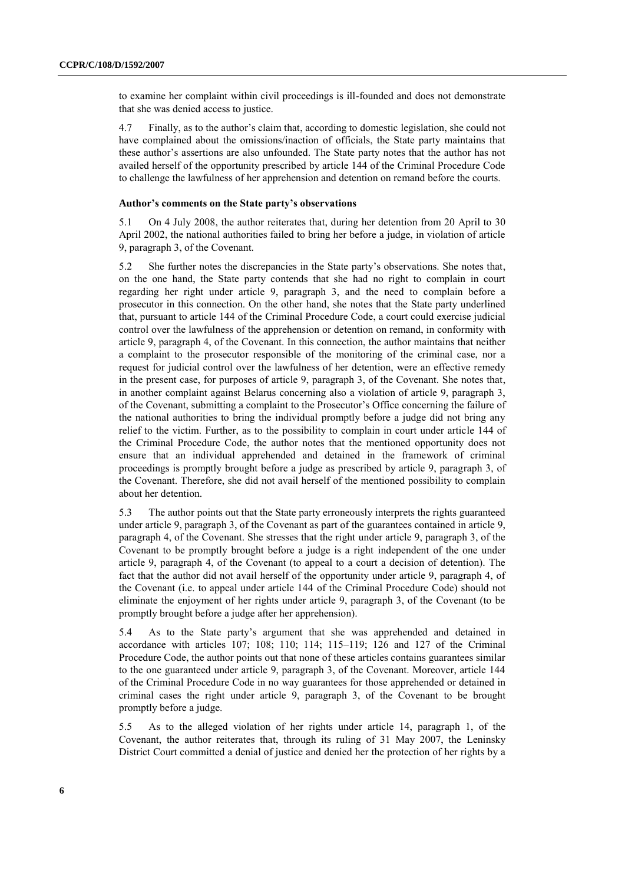to examine her complaint within civil proceedings is ill-founded and does not demonstrate that she was denied access to justice.

4.7 Finally, as to the author's claim that, according to domestic legislation, she could not have complained about the omissions/inaction of officials, the State party maintains that these author's assertions are also unfounded. The State party notes that the author has not availed herself of the opportunity prescribed by article 144 of the Criminal Procedure Code to challenge the lawfulness of her apprehension and detention on remand before the courts.

### Author's comments on the State party's observations

5.1 On 4 July 2008, the author reiterates that, during her detention from 20 April to 30 April 2002, the national authorities failed to bring her before a judge, in violation of article 9, paragraph 3, of the Covenant.

5.2 She further notes the discrepancies in the State party's observations. She notes that, on the one hand, the State party contends that she had no right to complain in court regarding her right under article 9, paragraph 3, and the need to complain before a prosecutor in this connection. On the other hand, she notes that the State party underlined that, pursuant to article 144 of the Criminal Procedure Code, a court could exercise judicial control over the lawfulness of the apprehension or detention on remand, in conformity with article 9, paragraph 4, of the Covenant. In this connection, the author maintains that neither a complaint to the prosecutor responsible of the monitoring of the criminal case, nor a request for judicial control over the lawfulness of her detention, were an effective remedy in the present case, for purposes of article 9, paragraph 3, of the Covenant. She notes that, in another complaint against Belarus concerning also a violation of article 9, paragraph 3, of the Covenant, submitting a complaint to the Prosecutor's Office concerning the failure of the national authorities to bring the individual promptly before a judge did not bring any relief to the victim. Further, as to the possibility to complain in court under article 144 of the Criminal Procedure Code, the author notes that the mentioned opportunity does not ensure that an individual apprehended and detained in the framework of criminal proceedings is promptly brought before a judge as prescribed by article 9, paragraph 3, of the Covenant. Therefore, she did not avail herself of the mentioned possibility to complain about her detention.

5.3 The author points out that the State party erroneously interprets the rights guaranteed under article 9, paragraph 3, of the Covenant as part of the guarantees contained in article 9, paragraph 4, of the Covenant. She stresses that the right under article 9, paragraph 3, of the Covenant to be promptly brought before a judge is a right independent of the one under article 9, paragraph 4, of the Covenant (to appeal to a court a decision of detention). The fact that the author did not avail herself of the opportunity under article 9, paragraph 4, of the Covenant (i.e. to appeal under article 144 of the Criminal Procedure Code) should not eliminate the enjoyment of her rights under article 9, paragraph 3, of the Covenant (to be promptly brought before a judge after her apprehension).

5.4 As to the State party's argument that she was apprehended and detained in accordance with articles 107; 108; 110; 114; 115–119; 126 and 127 of the Criminal Procedure Code, the author points out that none of these articles contains guarantees similar to the one guaranteed under article 9, paragraph 3, of the Covenant. Moreover, article 144 of the Criminal Procedure Code in no way guarantees for those apprehended or detained in criminal cases the right under article 9, paragraph 3, of the Covenant to be brought promptly before a judge.

5.5 As to the alleged violation of her rights under article 14, paragraph 1, of the Covenant, the author reiterates that, through its ruling of 31 May 2007, the Leninsky District Court committed a denial of justice and denied her the protection of her rights by a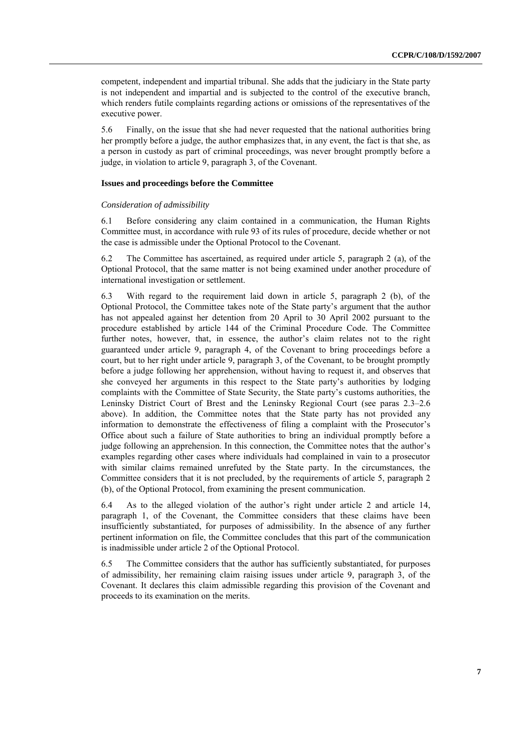competent, independent and impartial tribunal. She adds that the judiciary in the State party is not independent and impartial and is subjected to the control of the executive branch, which renders futile complaints regarding actions or omissions of the representatives of the executive power.

5.6 Finally, on the issue that she had never requested that the national authorities bring her promptly before a judge, the author emphasizes that, in any event, the fact is that she, as a person in custody as part of criminal proceedings, was never brought promptly before a judge, in violation to article 9, paragraph 3, of the Covenant.

### Issues and proceedings before the Committee

#### *Consideration of admissibility*

6.1 Before considering any claim contained in a communication, the Human Rights Committee must, in accordance with rule 93 of its rules of procedure, decide whether or not the case is admissible under the Optional Protocol to the Covenant.

6.2 The Committee has ascertained, as required under article 5, paragraph 2 (a), of the Optional Protocol, that the same matter is not being examined under another procedure of international investigation or settlement.

6.3 With regard to the requirement laid down in article 5, paragraph 2 (b), of the Optional Protocol, the Committee takes note of the State party's argument that the author has not appealed against her detention from 20 April to 30 April 2002 pursuant to the procedure established by article 144 of the Criminal Procedure Code. The Committee further notes, however, that, in essence, the author's claim relates not to the right guaranteed under article 9, paragraph 4, of the Covenant to bring proceedings before a court, but to her right under article 9, paragraph 3, of the Covenant, to be brought promptly before a judge following her apprehension, without having to request it, and observes that she conveyed her arguments in this respect to the State party's authorities by lodging complaints with the Committee of State Security, the State party's customs authorities, the Leninsky District Court of Brest and the Leninsky Regional Court (see paras 2.3–2.6 above). In addition, the Committee notes that the State party has not provided any information to demonstrate the effectiveness of filing a complaint with the Prosecutor's Office about such a failure of State authorities to bring an individual promptly before a judge following an apprehension. In this connection, the Committee notes that the author's examples regarding other cases where individuals had complained in vain to a prosecutor with similar claims remained unrefuted by the State party. In the circumstances, the Committee considers that it is not precluded, by the requirements of article 5, paragraph 2 (b), of the Optional Protocol, from examining the present communication.

6.4 As to the alleged violation of the author's right under article 2 and article 14, paragraph 1, of the Covenant, the Committee considers that these claims have been insufficiently substantiated, for purposes of admissibility. In the absence of any further pertinent information on file, the Committee concludes that this part of the communication is inadmissible under article 2 of the Optional Protocol.

6.5 The Committee considers that the author has sufficiently substantiated, for purposes of admissibility, her remaining claim raising issues under article 9, paragraph 3, of the Covenant. It declares this claim admissible regarding this provision of the Covenant and proceeds to its examination on the merits.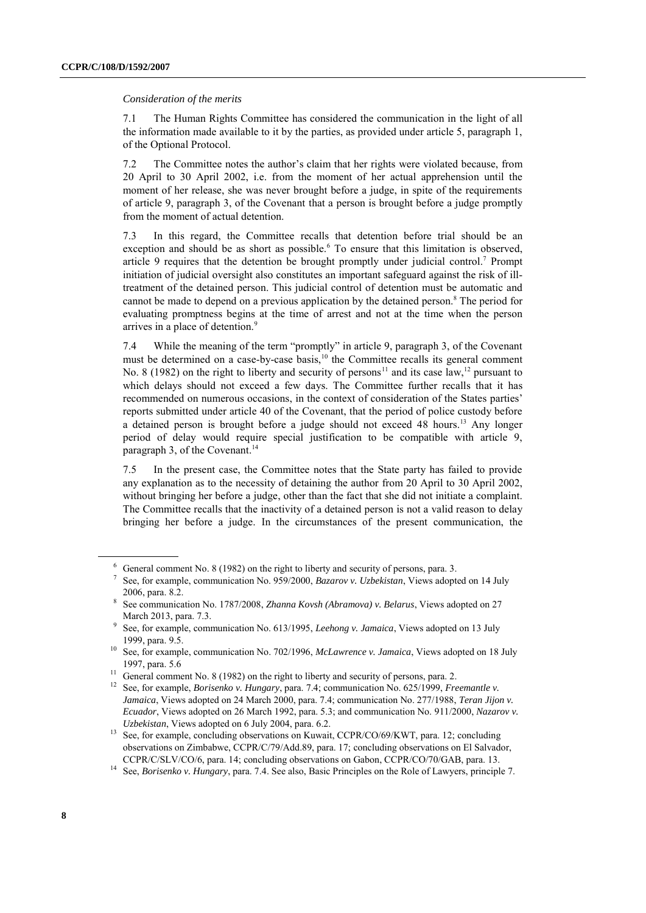*Consideration of the merits*

7.1 The Human Rights Committee has considered the communication in the light of all the information made available to it by the parties, as provided under article 5, paragraph 1, of the Optional Protocol.

7.2 The Committee notes the author's claim that her rights were violated because, from 20 April to 30 April 2002, i.e. from the moment of her actual apprehension until the moment of her release, she was never brought before a judge, in spite of the requirements of article 9, paragraph 3, of the Covenant that a person is brought before a judge promptly from the moment of actual detention.

7.3 In this regard, the Committee recalls that detention before trial should be an exception and should be as short as possible.[6] To ensure that this limitation is observed, article 9 requires that the detention be brought promptly under judicial control.[7] Prompt initiation of judicial oversight also constitutes an important safeguard against the risk of ill-treatment of the detained person. This judicial control of detention must be automatic and cannot be made to depend on a previous application by the detained person.[8] The period for evaluating promptness begins at the time of arrest and not at the time when the person arrives in a place of detention.[9]

7.4 While the meaning of the term "promptly" in article 9, paragraph 3, of the Covenant must be determined on a case-by-case basis,[10] the Committee recalls its general comment No. 8 (1982) on the right to liberty and security of persons[11] and its case law,[12] pursuant to which delays should not exceed a few days. The Committee further recalls that it has recommended on numerous occasions, in the context of consideration of the States parties' reports submitted under article 40 of the Covenant, that the period of police custody before a detained person is brought before a judge should not exceed 48 hours.[13] Any longer period of delay would require special justification to be compatible with article 9, paragraph 3, of the Covenant.[14]

7.5 In the present case, the Committee notes that the State party has failed to provide any explanation as to the necessity of detaining the author from 20 April to 30 April 2002, without bringing her before a judge, other than the fact that she did not initiate a complaint. The Committee recalls that the inactivity of a detained person is not a valid reason to delay bringing her before a judge. In the circumstances of the present communication, the

---

[6] General comment No. 8 (1982) on the right to liberty and security of persons, para. 3.

[7] See, for example, communication No. 959/2000, *Bazarov v. Uzbekistan*, Views adopted on 14 July 2006, para. 8.2.

[8] See communication No. 1787/2008, *Zhanna Kovsh (Abramova) v. Belarus*, Views adopted on 27 March 2013, para. 7.3.

[9] See, for example, communication No. 613/1995, *Leehong v. Jamaica*, Views adopted on 13 July 1999, para. 9.5.

[10] See, for example, communication No. 702/1996, *McLawrence v. Jamaica*, Views adopted on 18 July 1997, para. 5.6

[11] General comment No. 8 (1982) on the right to liberty and security of persons, para. 2.

[12] See, for example, *Borisenko v. Hungary*, para. 7.4; communication No. 625/1999, *Freemantle v. Jamaica*, Views adopted on 24 March 2000, para. 7.4; communication No. 277/1988, *Teran Jijon v. Ecuador*, Views adopted on 26 March 1992, para. 5.3; and communication No. 911/2000, *Nazarov v. Uzbekistan*, Views adopted on 6 July 2004, para. 6.2.

[13] See, for example, concluding observations on Kuwait, CCPR/CO/69/KWT, para. 12; concluding observations on Zimbabwe, CCPR/C/79/Add.89, para. 17; concluding observations on El Salvador, CCPR/C/SLV/CO/6, para. 14; concluding observations on Gabon, CCPR/CO/70/GAB, para. 13.

[14] See, *Borisenko v. Hungary*, para. 7.4. See also, Basic Principles on the Role of Lawyers, principle 7.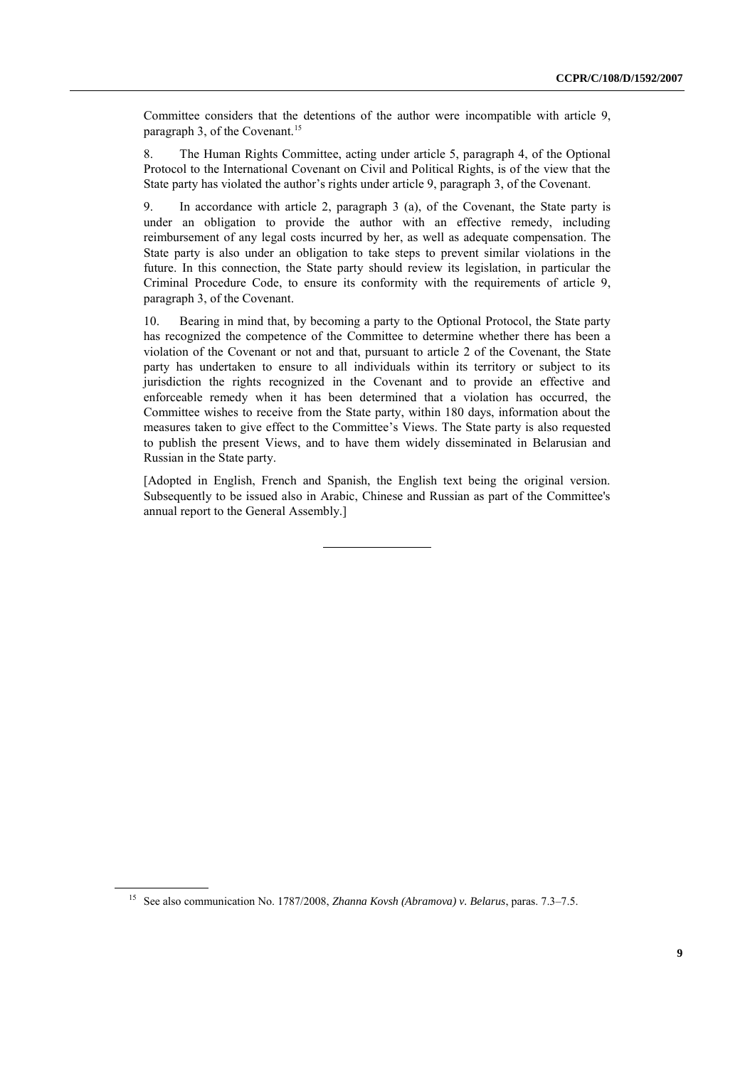Committee considers that the detentions of the author were incompatible with article 9, paragraph 3, of the Covenant.[15]

8. The Human Rights Committee, acting under article 5, paragraph 4, of the Optional Protocol to the International Covenant on Civil and Political Rights, is of the view that the State party has violated the author's rights under article 9, paragraph 3, of the Covenant.

9. In accordance with article 2, paragraph 3 (a), of the Covenant, the State party is under an obligation to provide the author with an effective remedy, including reimbursement of any legal costs incurred by her, as well as adequate compensation. The State party is also under an obligation to take steps to prevent similar violations in the future. In this connection, the State party should review its legislation, in particular the Criminal Procedure Code, to ensure its conformity with the requirements of article 9, paragraph 3, of the Covenant.

10. Bearing in mind that, by becoming a party to the Optional Protocol, the State party has recognized the competence of the Committee to determine whether there has been a violation of the Covenant or not and that, pursuant to article 2 of the Covenant, the State party has undertaken to ensure to all individuals within its territory or subject to its jurisdiction the rights recognized in the Covenant and to provide an effective and enforceable remedy when it has been determined that a violation has occurred, the Committee wishes to receive from the State party, within 180 days, information about the measures taken to give effect to the Committee's Views. The State party is also requested to publish the present Views, and to have them widely disseminated in Belarusian and Russian in the State party.

[Adopted in English, French and Spanish, the English text being the original version. Subsequently to be issued also in Arabic, Chinese and Russian as part of the Committee's annual report to the General Assembly.]

---

[15] See also communication No. 1787/2008, *Zhanna Kovsh (Abramova) v. Belarus*, paras. 7.3–7.5.